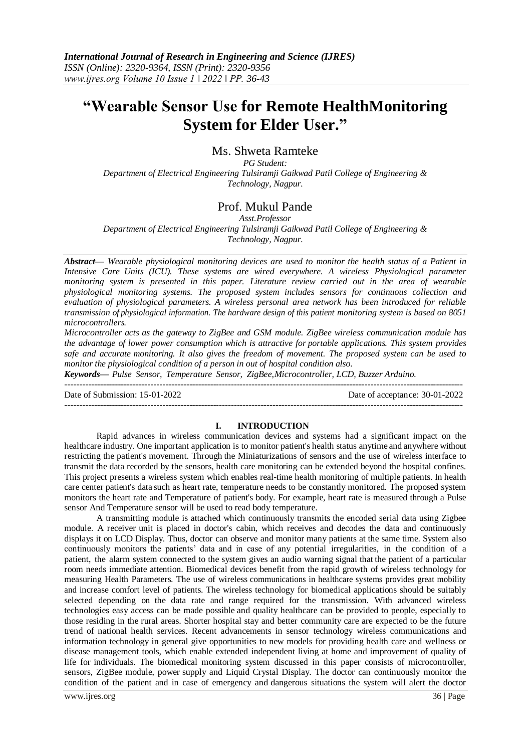# "Wearable Sensor Use for Remote HealthMonitoring System for Elder User."

Ms. Shweta Ramteke

*PG Student:*

*Department of Electrical Engineering Tulsiramji Gaikwad Patil College of Engineering & Technology, Nagpur.*

Prof. Mukul Pande

*Asst.Professor*

*Department of Electrical Engineering Tulsiramji Gaikwad Patil College of Engineering & Technology, Nagpur.*

***Abstract—*** *Wearable physiological monitoring devices are used to monitor the health status of a Patient in Intensive Care Units (ICU). These systems are wired everywhere. A wireless Physiological parameter monitoring system is presented in this paper. Literature review carried out in the area of wearable physiological monitoring systems. The proposed system includes sensors for continuous collection and evaluation of physiological parameters. A wireless personal area network has been introduced for reliable transmission of physiological information. The hardware design of this patient monitoring system is based on 8051 microcontrollers.*

*Microcontroller acts as the gateway to ZigBee and GSM module. ZigBee wireless communication module has the advantage of lower power consumption which is attractive for portable applications. This system provides safe and accurate monitoring. It also gives the freedom of movement. The proposed system can be used to monitor the physiological condition of a person in out of hospital condition also.*

***Keywords—*** *Pulse Sensor, Temperature Sensor, ZigBee,Microcontroller, LCD, Buzzer Arduino.*

---

Date of Submission: 15-01-2022 Date of acceptance: 30-01-2022

---

## I. INTRODUCTION

Rapid advances in wireless communication devices and systems had a significant impact on the healthcare industry. One important application is to monitor patient's health status anytime and anywhere without restricting the patient's movement. Through the Miniaturizations of sensors and the use of wireless interface to transmit the data recorded by the sensors, health care monitoring can be extended beyond the hospital confines. This project presents a wireless system which enables real-time health monitoring of multiple patients. In health care center patient's data such as heart rate, temperature needs to be constantly monitored. The proposed system monitors the heart rate and Temperature of patient's body. For example, heart rate is measured through a Pulse sensor And Temperature sensor will be used to read body temperature.

A transmitting module is attached which continuously transmits the encoded serial data using Zigbee module. A receiver unit is placed in doctor's cabin, which receives and decodes the data and continuously displays it on LCD Display. Thus, doctor can observe and monitor many patients at the same time. System also continuously monitors the patients' data and in case of any potential irregularities, in the condition of a patient, the alarm system connected to the system gives an audio warning signal that the patient of a particular room needs immediate attention. Biomedical devices benefit from the rapid growth of wireless technology for measuring Health Parameters. The use of wireless communications in healthcare systems provides great mobility and increase comfort level of patients. The wireless technology for biomedical applications should be suitably selected depending on the data rate and range required for the transmission. With advanced wireless technologies easy access can be made possible and quality healthcare can be provided to people, especially to those residing in the rural areas. Shorter hospital stay and better community care are expected to be the future trend of national health services. Recent advancements in sensor technology wireless communications and information technology in general give opportunities to new models for providing health care and wellness or disease management tools, which enable extended independent living at home and improvement of quality of life for individuals. The biomedical monitoring system discussed in this paper consists of microcontroller, sensors, ZigBee module, power supply and Liquid Crystal Display. The doctor can continuously monitor the condition of the patient and in case of emergency and dangerous situations the system will alert the doctor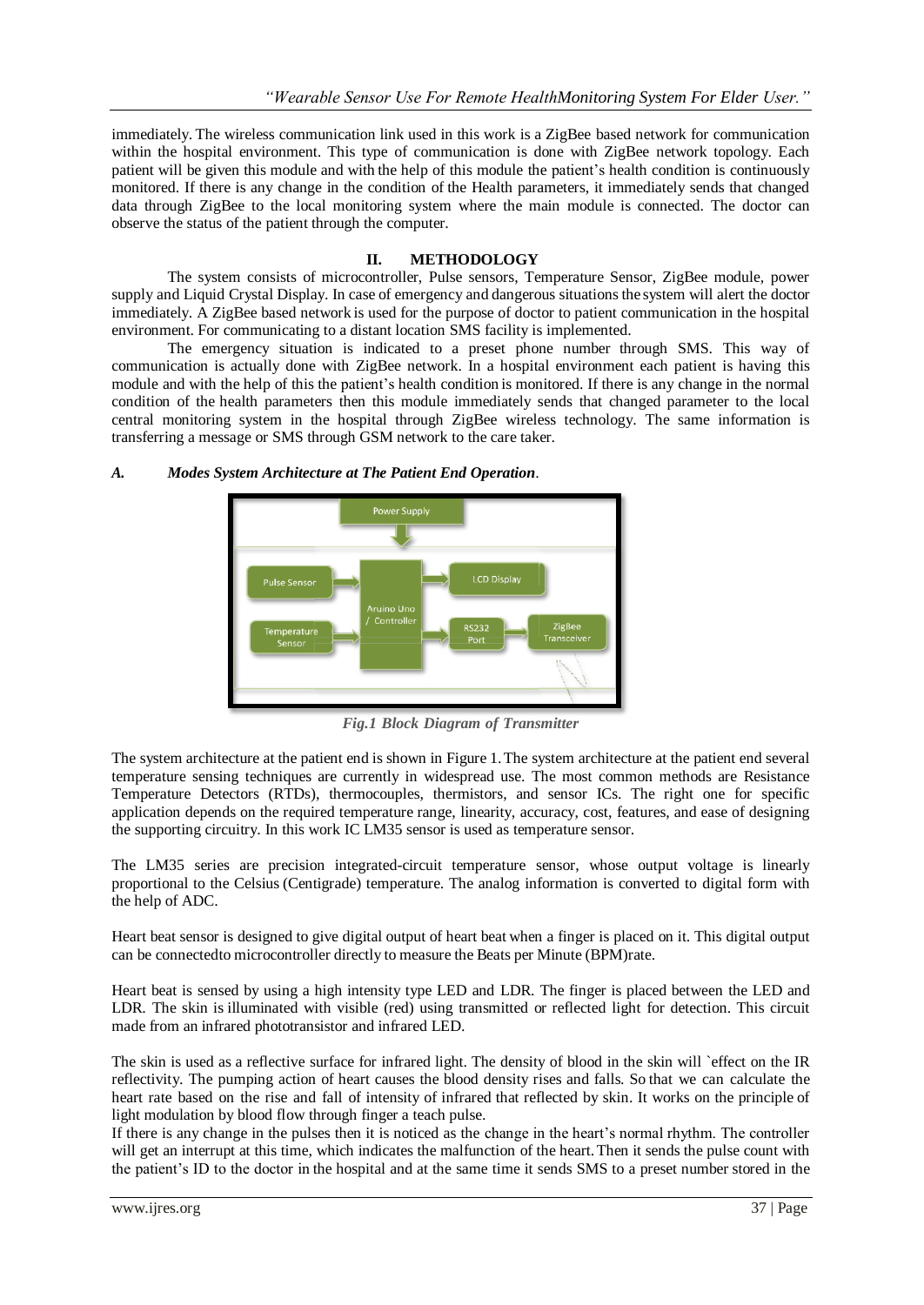immediately. The wireless communication link used in this work is a ZigBee based network for communication within the hospital environment. This type of communication is done with ZigBee network topology. Each patient will be given this module and with the help of this module the patient's health condition is continuously monitored. If there is any change in the condition of the Health parameters, it immediately sends that changed data through ZigBee to the local monitoring system where the main module is connected. The doctor can observe the status of the patient through the computer.

## II. METHODOLOGY

The system consists of microcontroller, Pulse sensors, Temperature Sensor, ZigBee module, power supply and Liquid Crystal Display. In case of emergency and dangerous situations the system will alert the doctor immediately. A ZigBee based network is used for the purpose of doctor to patient communication in the hospital environment. For communicating to a distant location SMS facility is implemented.

The emergency situation is indicated to a preset phone number through SMS. This way of communication is actually done with ZigBee network. In a hospital environment each patient is having this module and with the help of this the patient's health condition is monitored. If there is any change in the normal condition of the health parameters then this module immediately sends that changed parameter to the local central monitoring system in the hospital through ZigBee wireless technology. The same information is transferring a message or SMS through GSM network to the care taker.

### *A. Modes System Architecture at The Patient End Operation.*

*Fig.1 Block Diagram of Transmitter*

The system architecture at the patient end is shown in Figure 1. The system architecture at the patient end several temperature sensing techniques are currently in widespread use. The most common methods are Resistance Temperature Detectors (RTDs), thermocouples, thermistors, and sensor ICs. The right one for specific application depends on the required temperature range, linearity, accuracy, cost, features, and ease of designing the supporting circuitry. In this work IC LM35 sensor is used as temperature sensor.

The LM35 series are precision integrated-circuit temperature sensor, whose output voltage is linearly proportional to the Celsius (Centigrade) temperature. The analog information is converted to digital form with the help of ADC.

Heart beat sensor is designed to give digital output of heart beat when a finger is placed on it. This digital output can be connectedto microcontroller directly to measure the Beats per Minute (BPM)rate.

Heart beat is sensed by using a high intensity type LED and LDR. The finger is placed between the LED and LDR. The skin is illuminated with visible (red) using transmitted or reflected light for detection. This circuit made from an infrared phototransistor and infrared LED.

The skin is used as a reflective surface for infrared light. The density of blood in the skin will `effect on the IR reflectivity. The pumping action of heart causes the blood density rises and falls. So that we can calculate the heart rate based on the rise and fall of intensity of infrared that reflected by skin. It works on the principle of light modulation by blood flow through finger a teach pulse.

If there is any change in the pulses then it is noticed as the change in the heart's normal rhythm. The controller will get an interrupt at this time, which indicates the malfunction of the heart. Then it sends the pulse count with the patient's ID to the doctor in the hospital and at the same time it sends SMS to a preset number stored in the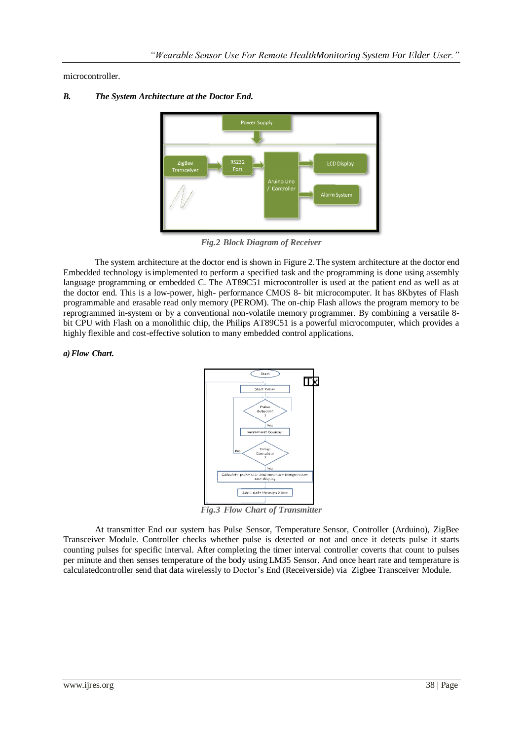microcontroller.

### *B. The System Architecture at the Doctor End.*

*Fig.2 Block Diagram of Receiver*

The system architecture at the doctor end is shown in Figure 2. The system architecture at the doctor end Embedded technology is implemented to perform a specified task and the programming is done using assembly language programming or embedded C. The AT89C51 microcontroller is used at the patient end as well as at the doctor end. This is a low-power, high- performance CMOS 8- bit microcomputer. It has 8Kbytes of Flash programmable and erasable read only memory (PEROM). The on-chip Flash allows the program memory to be reprogrammed in-system or by a conventional non-volatile memory programmer. By combining a versatile 8-bit CPU with Flash on a monolithic chip, the Philips AT89C51 is a powerful microcomputer, which provides a highly flexible and cost-effective solution to many embedded control applications.

#### *a) Flow Chart.*

*Fig.3 Flow Chart of Transmitter*

At transmitter End our system has Pulse Sensor, Temperature Sensor, Controller (Arduino), ZigBee Transceiver Module. Controller checks whether pulse is detected or not and once it detects pulse it starts counting pulses for specific interval. After completing the timer interval controller coverts that count to pulses per minute and then senses temperature of the body using LM35 Sensor. And once heart rate and temperature is calculatedcontroller send that data wirelessly to Doctor's End (Receiverside) via Zigbee Transceiver Module.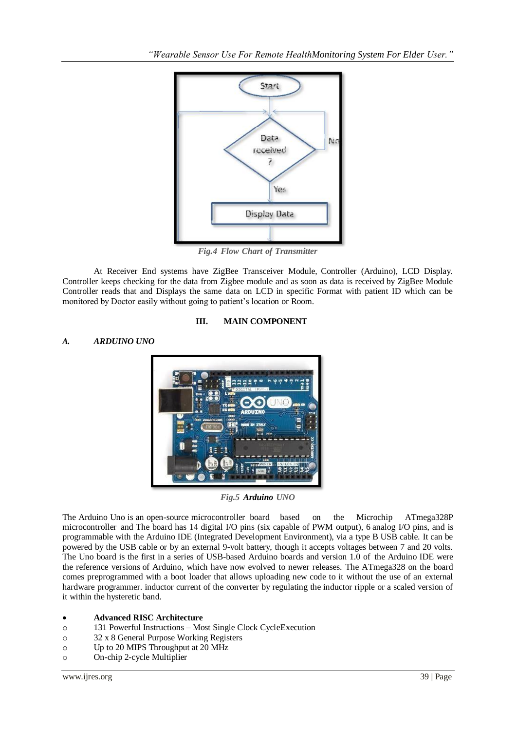*Fig.4 Flow Chart of Transmitter*

At Receiver End systems have ZigBee Transceiver Module, Controller (Arduino), LCD Display. Controller keeps checking for the data from Zigbee module and as soon as data is received by ZigBee Module Controller reads that and Displays the same data on LCD in specific Format with patient ID which can be monitored by Doctor easily without going to patient's location or Room.

## III. MAIN COMPONENT

### *A. ARDUINO UNO*

*Fig.5 Arduino UNO*

The Arduino Uno is an open-source microcontroller board based on the Microchip ATmega328P microcontroller and The board has 14 digital I/O pins (six capable of PWM output), 6 analog I/O pins, and is programmable with the Arduino IDE (Integrated Development Environment), via a type B USB cable. It can be powered by the USB cable or by an external 9-volt battery, though it accepts voltages between 7 and 20 volts. The Uno board is the first in a series of USB-based Arduino boards and version 1.0 of the Arduino IDE were the reference versions of Arduino, which have now evolved to newer releases. The ATmega328 on the board comes preprogrammed with a boot loader that allows uploading new code to it without the use of an external hardware programmer. inductor current of the converter by regulating the inductor ripple or a scaled version of it within the hysteretic band.

- **Advanced RISC Architecture**
  - 131 Powerful Instructions – Most Single Clock CycleExecution
  - 32 x 8 General Purpose Working Registers
  - Up to 20 MIPS Throughput at 20 MHz
  - On-chip 2-cycle Multiplier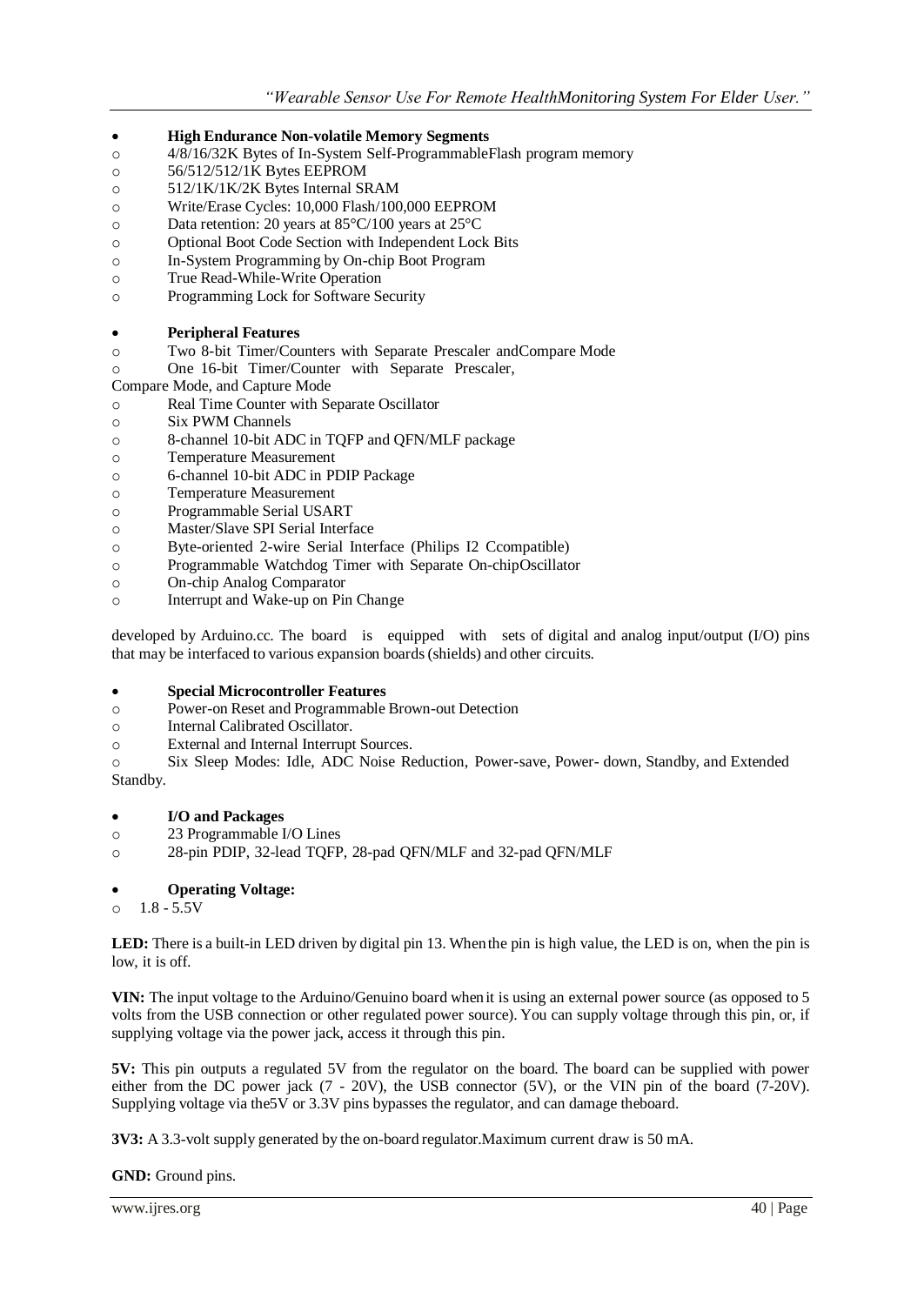- **High Endurance Non-volatile Memory Segments**
  - 4/8/16/32K Bytes of In-System Self-ProgrammableFlash program memory
  - 56/512/512/1K Bytes EEPROM
  - 512/1K/1K/2K Bytes Internal SRAM
  - Write/Erase Cycles: 10,000 Flash/100,000 EEPROM
  - Data retention: 20 years at 85°C/100 years at 25°C
  - Optional Boot Code Section with Independent Lock Bits
  - In-System Programming by On-chip Boot Program
  - True Read-While-Write Operation
  - Programming Lock for Software Security

- **Peripheral Features**
  - Two 8-bit Timer/Counters with Separate Prescaler andCompare Mode
  - One 16-bit Timer/Counter with Separate Prescaler,

Compare Mode, and Capture Mode

  - Real Time Counter with Separate Oscillator
  - Six PWM Channels
  - 8-channel 10-bit ADC in TQFP and QFN/MLF package
  - Temperature Measurement
  - 6-channel 10-bit ADC in PDIP Package
  - Temperature Measurement
  - Programmable Serial USART
  - Master/Slave SPI Serial Interface
  - Byte-oriented 2-wire Serial Interface (Philips I2 Ccompatible)
  - Programmable Watchdog Timer with Separate On-chipOscillator
  - On-chip Analog Comparator
  - Interrupt and Wake-up on Pin Change

developed by Arduino.cc. The board is equipped with sets of digital and analog input/output (I/O) pins that may be interfaced to various expansion boards (shields) and other circuits.

- **Special Microcontroller Features**
  - Power-on Reset and Programmable Brown-out Detection
  - Internal Calibrated Oscillator.
  - External and Internal Interrupt Sources.
  - Six Sleep Modes: Idle, ADC Noise Reduction, Power-save, Power- down, Standby, and Extended Standby.

- **I/O and Packages**
  - 23 Programmable I/O Lines
  - 28-pin PDIP, 32-lead TQFP, 28-pad QFN/MLF and 32-pad QFN/MLF

- **Operating Voltage:**
  - 1.8 - 5.5V

**LED:** There is a built-in LED driven by digital pin 13. Whenthe pin is high value, the LED is on, when the pin is low, it is off.

**VIN:** The input voltage to the Arduino/Genuino board whenit is using an external power source (as opposed to 5 volts from the USB connection or other regulated power source). You can supply voltage through this pin, or, if supplying voltage via the power jack, access it through this pin.

**5V:** This pin outputs a regulated 5V from the regulator on the board. The board can be supplied with power either from the DC power jack (7 - 20V), the USB connector (5V), or the VIN pin of the board (7-20V). Supplying voltage via the5V or 3.3V pins bypasses the regulator, and can damage theboard.

**3V3:** A 3.3-volt supply generated by the on-board regulator.Maximum current draw is 50 mA.

**GND:** Ground pins.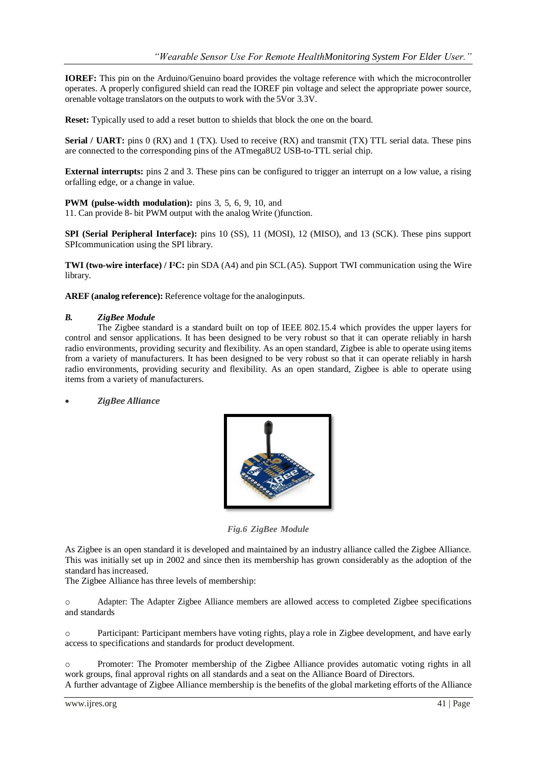**IOREF:** This pin on the Arduino/Genuino board provides the voltage reference with which the microcontroller operates. A properly configured shield can read the IOREF pin voltage and select the appropriate power source, orenable voltage translators on the outputs to work with the 5Vor 3.3V.

**Reset:** Typically used to add a reset button to shields that block the one on the board.

**Serial / UART:** pins 0 (RX) and 1 (TX). Used to receive (RX) and transmit (TX) TTL serial data. These pins are connected to the corresponding pins of the ATmega8U2 USB-to-TTL serial chip.

**External interrupts:** pins 2 and 3. These pins can be configured to trigger an interrupt on a low value, a rising orfalling edge, or a change in value.

**PWM (pulse-width modulation):** pins 3, 5, 6, 9, 10, and
11. Can provide 8- bit PWM output with the analog Write ()function.

**SPI (Serial Peripheral Interface):** pins 10 (SS), 11 (MOSI), 12 (MISO), and 13 (SCK). These pins support SPIcommunication using the SPI library.

**TWI (two-wire interface) / I²C:** pin SDA (A4) and pin SCL (A5). Support TWI communication using the Wire library.

**AREF (analog reference):** Reference voltage for the analoginputs.

### *B. ZigBee Module*

The Zigbee standard is a standard built on top of IEEE 802.15.4 which provides the upper layers for control and sensor applications. It has been designed to be very robust so that it can operate reliably in harsh radio environments, providing security and flexibility. As an open standard, Zigbee is able to operate using items from a variety of manufacturers. It has been designed to be very robust so that it can operate reliably in harsh radio environments, providing security and flexibility. As an open standard, Zigbee is able to operate using items from a variety of manufacturers.

- ***ZigBee Alliance***

*Fig.6 ZigBee Module*

As Zigbee is an open standard it is developed and maintained by an industry alliance called the Zigbee Alliance. This was initially set up in 2002 and since then its membership has grown considerably as the adoption of the standard has increased.
The Zigbee Alliance has three levels of membership:

- Adapter: The Adapter Zigbee Alliance members are allowed access to completed Zigbee specifications and standards
- Participant: Participant members have voting rights, play a role in Zigbee development, and have early access to specifications and standards for product development.
- Promoter: The Promoter membership of the Zigbee Alliance provides automatic voting rights in all work groups, final approval rights on all standards and a seat on the Alliance Board of Directors.

A further advantage of Zigbee Alliance membership is the benefits of the global marketing efforts of the Alliance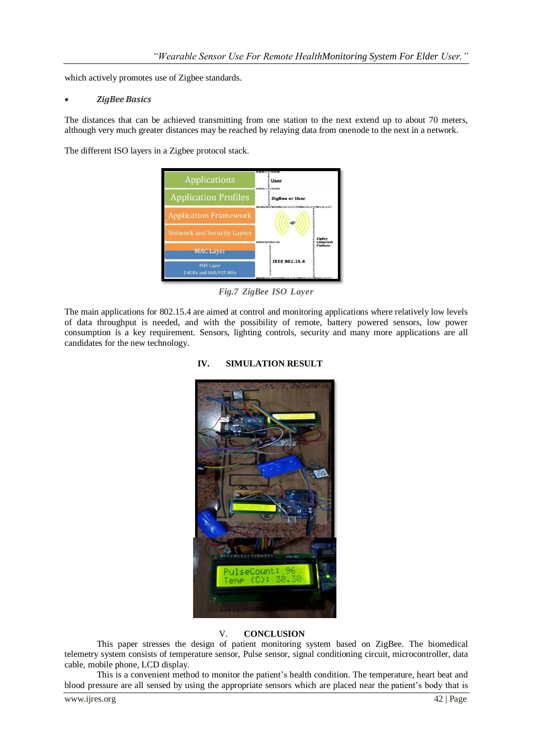which actively promotes use of Zigbee standards.

- ***ZigBee Basics***

The distances that can be achieved transmitting from one station to the next extend up to about 70 meters, although very much greater distances may be reached by relaying data from onenode to the next in a network.

The different ISO layers in a Zigbee protocol stack.

*Fig.7 ZigBee ISO Layer*

The main applications for 802.15.4 are aimed at control and monitoring applications where relatively low levels of data throughput is needed, and with the possibility of remote, battery powered sensors, low power consumption is a key requirement. Sensors, lighting controls, security and many more applications are all candidates for the new technology.

## IV. SIMULATION RESULT

## V. CONCLUSION

This paper stresses the design of patient monitoring system based on ZigBee. The biomedical telemetry system consists of temperature sensor, Pulse sensor, signal conditioning circuit, microcontroller, data cable, mobile phone, LCD display.

This is a convenient method to monitor the patient's health condition. The temperature, heart beat and blood pressure are all sensed by using the appropriate sensors which are placed near the patient's body that is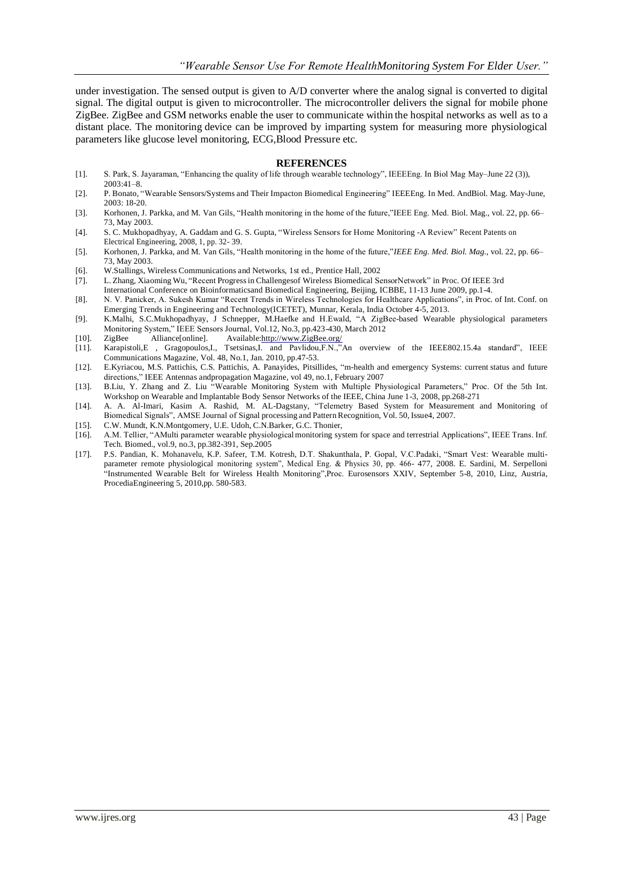under investigation. The sensed output is given to A/D converter where the analog signal is converted to digital signal. The digital output is given to microcontroller. The microcontroller delivers the signal for mobile phone ZigBee. ZigBee and GSM networks enable the user to communicate within the hospital networks as well as to a distant place. The monitoring device can be improved by imparting system for measuring more physiological parameters like glucose level monitoring, ECG,Blood Pressure etc.

## REFERENCES

[1]. S. Park, S. Jayaraman, "Enhancing the quality of life through wearable technology", IEEEEng. In Biol Mag May–June 22 (3)), 2003:41–8.

[2]. P. Bonato, "Wearable Sensors/Systems and Their Impacton Biomedical Engineering" IEEEEng. In Med. AndBiol. Mag. May-June, 2003: 18-20.

[3]. Korhonen, J. Parkka, and M. Van Gils, "Health monitoring in the home of the future,"IEEE Eng. Med. Biol. Mag., vol. 22, pp. 66–73, May 2003.

[4]. S. C. Mukhopadhyay, A. Gaddam and G. S. Gupta, "Wireless Sensors for Home Monitoring -A Review" Recent Patents on Electrical Engineering, 2008, 1, pp. 32- 39.

[5]. Korhonen, J. Parkka, and M. Van Gils, "Health monitoring in the home of the future,"*IEEE Eng. Med. Biol. Mag.*, vol. 22, pp. 66–73, May 2003.

[6]. W.Stallings, Wireless Communications and Networks, 1st ed., Prentice Hall, 2002

[7]. L. Zhang, Xiaoming Wu, "Recent Progress in Challengesof Wireless Biomedical SensorNetwork" in Proc. Of IEEE 3rd International Conference on Bioinformaticsand Biomedical Engineering, Beijing, ICBBE, 11-13 June 2009, pp.1-4.

[8]. N. V. Panicker, A. Sukesh Kumar "Recent Trends in Wireless Technologies for Healthcare Applications", in Proc. of Int. Conf. on Emerging Trends in Engineering and Technology(ICETET), Munnar, Kerala, India October 4-5, 2013.

[9]. K.Malhi, S.C.Mukhopadhyay, J Schnepper, M.Haefke and H.Ewald, "A ZigBee-based Wearable physiological parameters Monitoring System," IEEE Sensors Journal, Vol.12, No.3, pp.423-430, March 2012

[10]. ZigBee Alliance[online]. Available:http://www.ZigBee.org/

[11]. Karapistoli,E , Gragopoulos,I., Tsetsinas,I. and Pavlidou,F.N.,"An overview of the IEEE802.15.4a standard", IEEE Communications Magazine, Vol. 48, No.1, Jan. 2010, pp.47-53.

[12]. E.Kyriacou, M.S. Pattichis, C.S. Pattichis, A. Panayides, Pitsillides, "m-health and emergency Systems: current status and future directions," IEEE Antennas andpropagation Magazine, vol 49, no.1, February 2007

[13]. B.Liu, Y. Zhang and Z. Liu "Wearable Monitoring System with Multiple Physiological Parameters," Proc. Of the 5th Int. Workshop on Wearable and Implantable Body Sensor Networks of the IEEE, China June 1-3, 2008, pp.268-271

[14]. A. A. Al-Imari, Kasim A. Rashid, M. AL-Dagstany, "Telemetry Based System for Measurement and Monitoring of Biomedical Signals", AMSE Journal of Signal processing and Pattern Recognition, Vol. 50, Issue4, 2007.

[15]. C.W. Mundt, K.N.Montgomery, U.E. Udoh, C.N.Barker, G.C. Thonier,

[16]. A.M. Tellier, "AMulti parameter wearable physiological monitoring system for space and terrestrial Applications", IEEE Trans. Inf. Tech. Biomed., vol.9, no.3, pp.382-391, Sep.2005

[17]. P.S. Pandian, K. Mohanavelu, K.P. Safeer, T.M. Kotresh, D.T. Shakunthala, P. Gopal, V.C.Padaki, "Smart Vest: Wearable multi-parameter remote physiological monitoring system", Medical Eng. & Physics 30, pp. 466- 477, 2008. E. Sardini, M. Serpelloni "Instrumented Wearable Belt for Wireless Health Monitoring",Proc. Eurosensors XXIV, September 5-8, 2010, Linz, Austria, ProcediaEngineering 5, 2010,pp. 580-583.